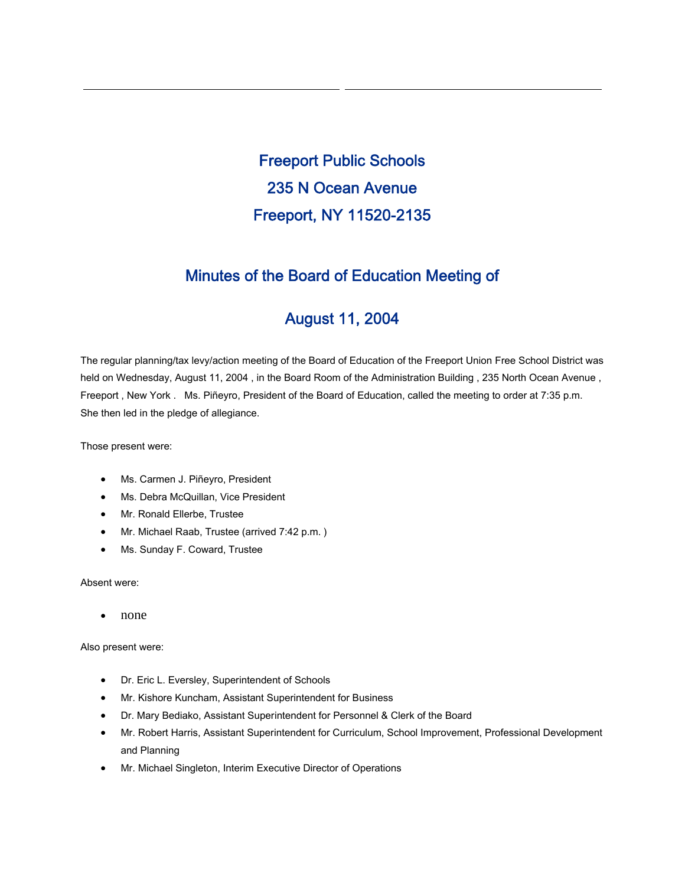# Freeport Public Schools

## 235 N Ocean Avenue

## Freeport, NY 11520-2135

## Minutes of the Board of Education Meeting of

## August 11, 2004

The regular planning/tax levy/action meeting of the Board of Education of the Freeport Union Free School District was held on Wednesday, August 11, 2004 , in the Board Room of the Administration Building , 235 North Ocean Avenue , Freeport , New York . Ms. Piñeyro, President of the Board of Education, called the meeting to order at 7:35 p.m. She then led in the pledge of allegiance.

Those present were:

- Ms. Carmen J. Piñeyro, President
- Ms. Debra McQuillan, Vice President
- Mr. Ronald Ellerbe, Trustee
- Mr. Michael Raab, Trustee (arrived 7:42 p.m. )
- Ms. Sunday F. Coward, Trustee

Absent were:

- none

Also present were:

- Dr. Eric L. Eversley, Superintendent of Schools
- Mr. Kishore Kuncham, Assistant Superintendent for Business
- Dr. Mary Bediako, Assistant Superintendent for Personnel & Clerk of the Board
- Mr. Robert Harris, Assistant Superintendent for Curriculum, School Improvement, Professional Development and Planning
- Mr. Michael Singleton, Interim Executive Director of Operations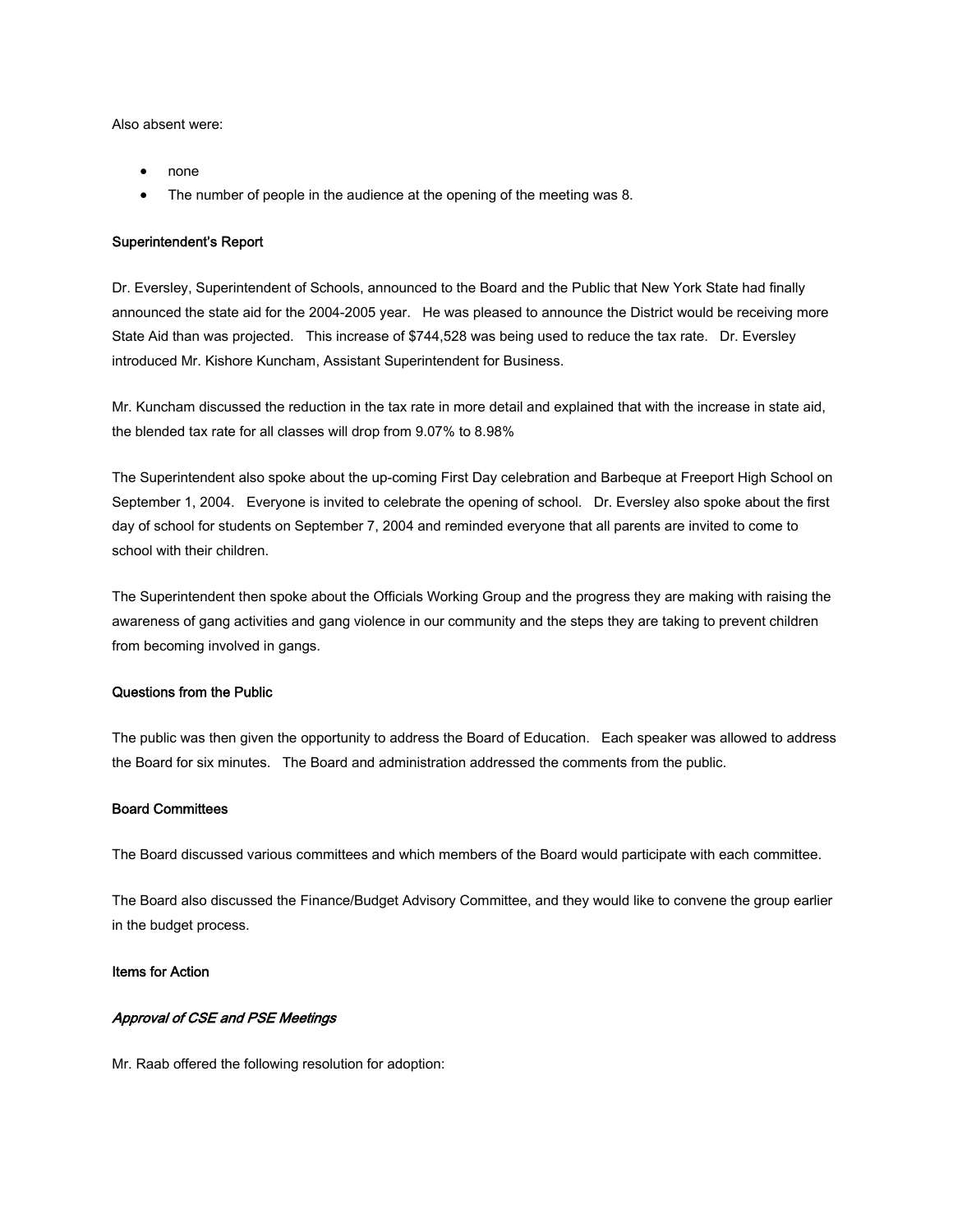Also absent were:

- none
- The number of people in the audience at the opening of the meeting was 8.

**Superintendent's Report**

Dr. Eversley, Superintendent of Schools, announced to the Board and the Public that New York State had finally announced the state aid for the 2004-2005 year. He was pleased to announce the District would be receiving more State Aid than was projected. This increase of $744,528 was being used to reduce the tax rate. Dr. Eversley introduced Mr. Kishore Kuncham, Assistant Superintendent for Business.

Mr. Kuncham discussed the reduction in the tax rate in more detail and explained that with the increase in state aid, the blended tax rate for all classes will drop from 9.07% to 8.98%

The Superintendent also spoke about the up-coming First Day celebration and Barbeque at Freeport High School on September 1, 2004. Everyone is invited to celebrate the opening of school. Dr. Eversley also spoke about the first day of school for students on September 7, 2004 and reminded everyone that all parents are invited to come to school with their children.

The Superintendent then spoke about the Officials Working Group and the progress they are making with raising the awareness of gang activities and gang violence in our community and the steps they are taking to prevent children from becoming involved in gangs.

**Questions from the Public**

The public was then given the opportunity to address the Board of Education. Each speaker was allowed to address the Board for six minutes. The Board and administration addressed the comments from the public.

**Board Committees**

The Board discussed various committees and which members of the Board would participate with each committee.

The Board also discussed the Finance/Budget Advisory Committee, and they would like to convene the group earlier in the budget process.

**Items for Action**

***Approval of CSE and PSE Meetings***

Mr. Raab offered the following resolution for adoption: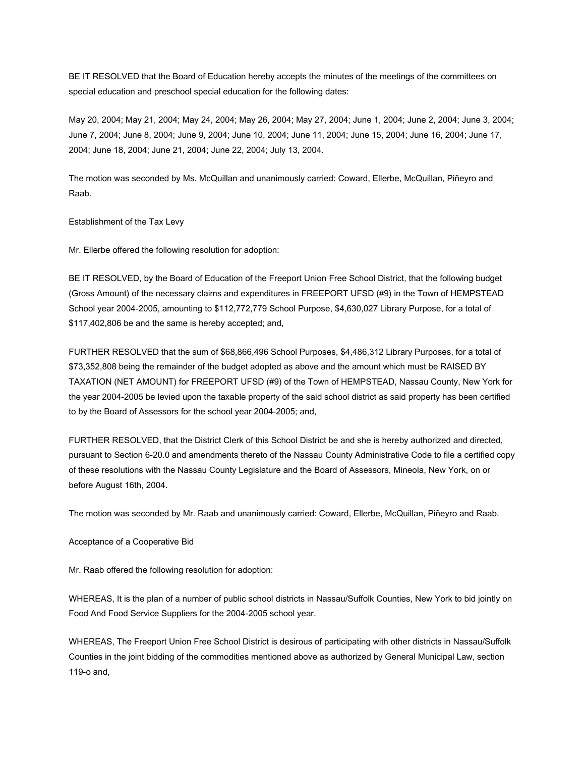BE IT RESOLVED that the Board of Education hereby accepts the minutes of the meetings of the committees on special education and preschool special education for the following dates:

May 20, 2004; May 21, 2004; May 24, 2004; May 26, 2004; May 27, 2004; June 1, 2004; June 2, 2004; June 3, 2004; June 7, 2004; June 8, 2004; June 9, 2004; June 10, 2004; June 11, 2004; June 15, 2004; June 16, 2004; June 17, 2004; June 18, 2004; June 21, 2004; June 22, 2004; July 13, 2004.

The motion was seconded by Ms. McQuillan and unanimously carried: Coward, Ellerbe, McQuillan, Piñeyro and Raab.

Establishment of the Tax Levy

Mr. Ellerbe offered the following resolution for adoption:

BE IT RESOLVED, by the Board of Education of the Freeport Union Free School District, that the following budget (Gross Amount) of the necessary claims and expenditures in FREEPORT UFSD (#9) in the Town of HEMPSTEAD School year 2004-2005, amounting to $112,772,779 School Purpose, $4,630,027 Library Purpose, for a total of $117,402,806 be and the same is hereby accepted; and,

FURTHER RESOLVED that the sum of $68,866,496 School Purposes, $4,486,312 Library Purposes, for a total of $73,352,808 being the remainder of the budget adopted as above and the amount which must be RAISED BY TAXATION (NET AMOUNT) for FREEPORT UFSD (#9) of the Town of HEMPSTEAD, Nassau County, New York for the year 2004-2005 be levied upon the taxable property of the said school district as said property has been certified to by the Board of Assessors for the school year 2004-2005; and,

FURTHER RESOLVED, that the District Clerk of this School District be and she is hereby authorized and directed, pursuant to Section 6-20.0 and amendments thereto of the Nassau County Administrative Code to file a certified copy of these resolutions with the Nassau County Legislature and the Board of Assessors, Mineola, New York, on or before August 16th, 2004.

The motion was seconded by Mr. Raab and unanimously carried: Coward, Ellerbe, McQuillan, Piñeyro and Raab.

Acceptance of a Cooperative Bid

Mr. Raab offered the following resolution for adoption:

WHEREAS, It is the plan of a number of public school districts in Nassau/Suffolk Counties, New York to bid jointly on Food And Food Service Suppliers for the 2004-2005 school year.

WHEREAS, The Freeport Union Free School District is desirous of participating with other districts in Nassau/Suffolk Counties in the joint bidding of the commodities mentioned above as authorized by General Municipal Law, section 119-o and,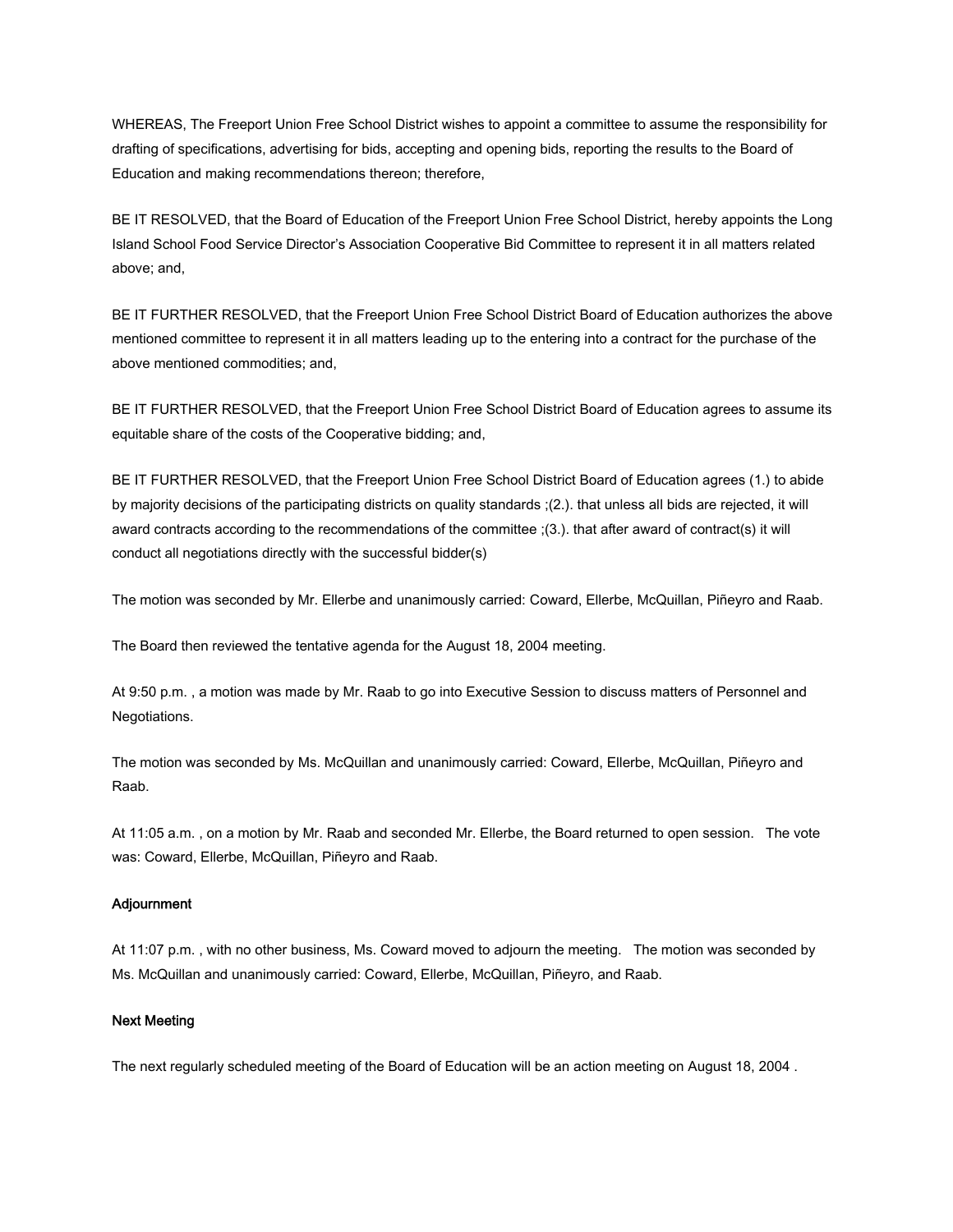WHEREAS, The Freeport Union Free School District wishes to appoint a committee to assume the responsibility for drafting of specifications, advertising for bids, accepting and opening bids, reporting the results to the Board of Education and making recommendations thereon; therefore,

BE IT RESOLVED, that the Board of Education of the Freeport Union Free School District, hereby appoints the Long Island School Food Service Director's Association Cooperative Bid Committee to represent it in all matters related above; and,

BE IT FURTHER RESOLVED, that the Freeport Union Free School District Board of Education authorizes the above mentioned committee to represent it in all matters leading up to the entering into a contract for the purchase of the above mentioned commodities; and,

BE IT FURTHER RESOLVED, that the Freeport Union Free School District Board of Education agrees to assume its equitable share of the costs of the Cooperative bidding; and,

BE IT FURTHER RESOLVED, that the Freeport Union Free School District Board of Education agrees (1.) to abide by majority decisions of the participating districts on quality standards ;(2.). that unless all bids are rejected, it will award contracts according to the recommendations of the committee ;(3.). that after award of contract(s) it will conduct all negotiations directly with the successful bidder(s)

The motion was seconded by Mr. Ellerbe and unanimously carried: Coward, Ellerbe, McQuillan, Piñeyro and Raab.

The Board then reviewed the tentative agenda for the August 18, 2004 meeting.

At 9:50 p.m. , a motion was made by Mr. Raab to go into Executive Session to discuss matters of Personnel and Negotiations.

The motion was seconded by Ms. McQuillan and unanimously carried: Coward, Ellerbe, McQuillan, Piñeyro and Raab.

At 11:05 a.m. , on a motion by Mr. Raab and seconded Mr. Ellerbe, the Board returned to open session. The vote was: Coward, Ellerbe, McQuillan, Piñeyro and Raab.

#### Adjournment

At 11:07 p.m. , with no other business, Ms. Coward moved to adjourn the meeting. The motion was seconded by Ms. McQuillan and unanimously carried: Coward, Ellerbe, McQuillan, Piñeyro, and Raab.

#### Next Meeting

The next regularly scheduled meeting of the Board of Education will be an action meeting on August 18, 2004 .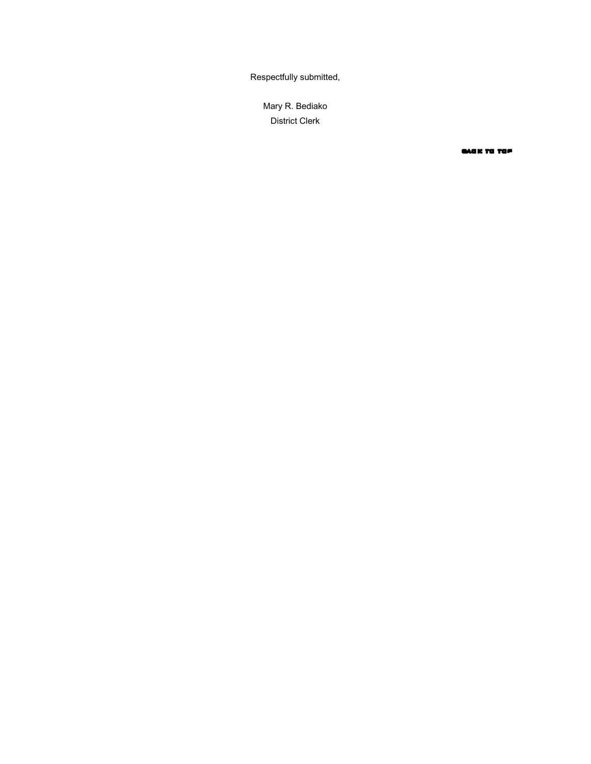Respectfully submitted,

Mary R. Bediako
District Clerk

BACK TO TOP